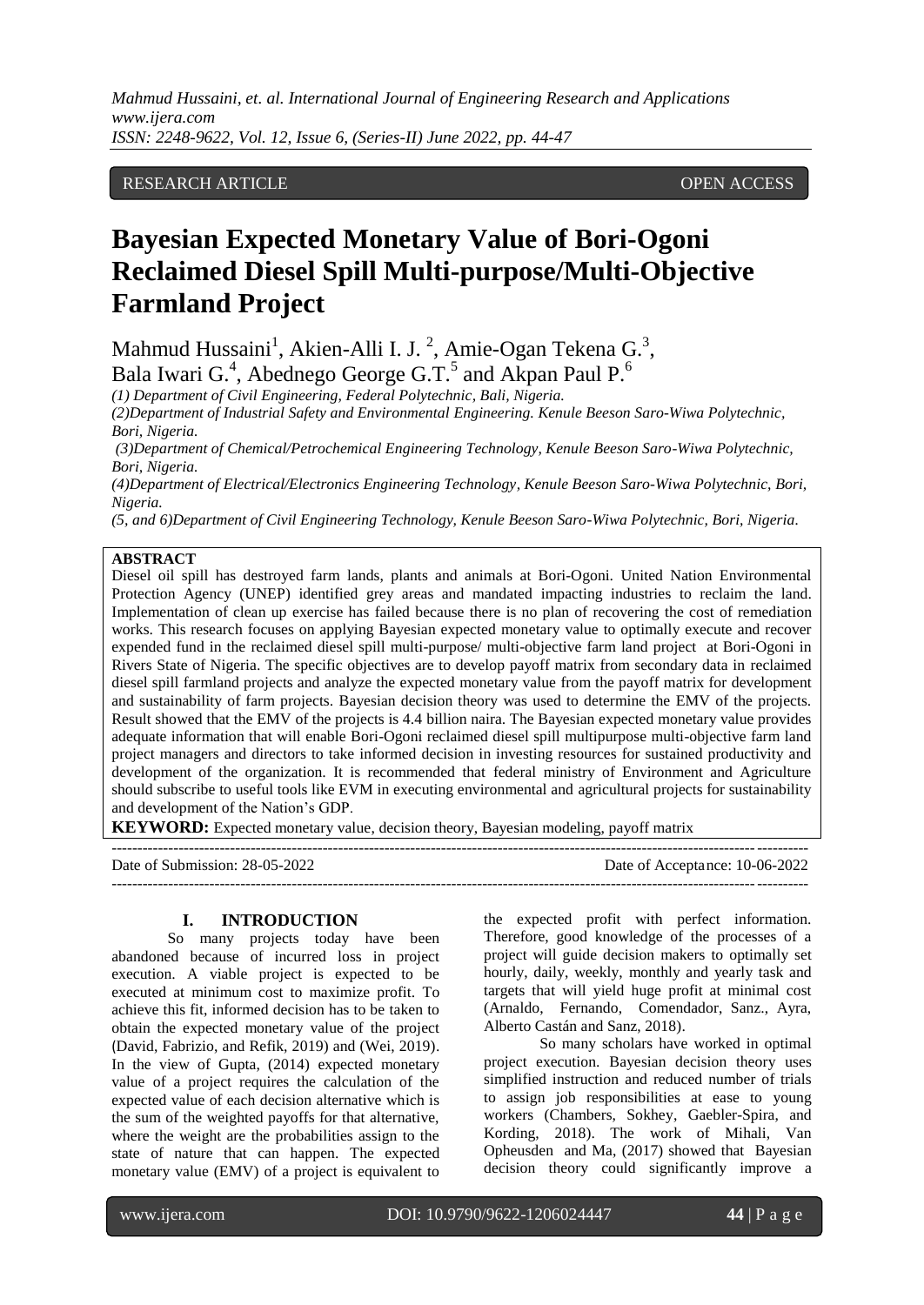RESEARCH ARTICLE OPEN ACCESS

# Bayesian Expected Monetary Value of Bori-Ogoni Reclaimed Diesel Spill Multi-purpose/Multi-Objective Farmland Project

Mahmud Hussaini[1], Akien-Alli I. J. [2], Amie-Ogan Tekena G.[3], Bala Iwari G.[4], Abednego George G.T.[5] and Akpan Paul P.[6]

*(1) Department of Civil Engineering, Federal Polytechnic, Bali, Nigeria.*
*(2)Department of Industrial Safety and Environmental Engineering. Kenule Beeson Saro-Wiwa Polytechnic, Bori, Nigeria.*
*(3)Department of Chemical/Petrochemical Engineering Technology, Kenule Beeson Saro-Wiwa Polytechnic, Bori, Nigeria.*
*(4)Department of Electrical/Electronics Engineering Technology, Kenule Beeson Saro-Wiwa Polytechnic, Bori, Nigeria.*
*(5, and 6)Department of Civil Engineering Technology, Kenule Beeson Saro-Wiwa Polytechnic, Bori, Nigeria.*

**ABSTRACT**

Diesel oil spill has destroyed farm lands, plants and animals at Bori-Ogoni. United Nation Environmental Protection Agency (UNEP) identified grey areas and mandated impacting industries to reclaim the land. Implementation of clean up exercise has failed because there is no plan of recovering the cost of remediation works. This research focuses on applying Bayesian expected monetary value to optimally execute and recover expended fund in the reclaimed diesel spill multi-purpose/ multi-objective farm land project at Bori-Ogoni in Rivers State of Nigeria. The specific objectives are to develop payoff matrix from secondary data in reclaimed diesel spill farmland projects and analyze the expected monetary value from the payoff matrix for development and sustainability of farm projects. Bayesian decision theory was used to determine the EMV of the projects. Result showed that the EMV of the projects is 4.4 billion naira. The Bayesian expected monetary value provides adequate information that will enable Bori-Ogoni reclaimed diesel spill multipurpose multi-objective farm land project managers and directors to take informed decision in investing resources for sustained productivity and development of the organization. It is recommended that federal ministry of Environment and Agriculture should subscribe to useful tools like EVM in executing environmental and agricultural projects for sustainability and development of the Nation's GDP.

**KEYWORD:** Expected monetary value, decision theory, Bayesian modeling, payoff matrix

---

Date of Submission: 28-05-2022 Date of Acceptance: 10-06-2022

---

## I. INTRODUCTION

So many projects today have been abandoned because of incurred loss in project execution. A viable project is expected to be executed at minimum cost to maximize profit. To achieve this fit, informed decision has to be taken to obtain the expected monetary value of the project (David, Fabrizio, and Refik, 2019) and (Wei, 2019). In the view of Gupta, (2014) expected monetary value of a project requires the calculation of the expected value of each decision alternative which is the sum of the weighted payoffs for that alternative, where the weight are the probabilities assign to the state of nature that can happen. The expected monetary value (EMV) of a project is equivalent to the expected profit with perfect information. Therefore, good knowledge of the processes of a project will guide decision makers to optimally set hourly, daily, weekly, monthly and yearly task and targets that will yield huge profit at minimal cost (Arnaldo, Fernando, Comendador, Sanz., Ayra, Alberto Castán and Sanz, 2018).

So many scholars have worked in optimal project execution. Bayesian decision theory uses simplified instruction and reduced number of trials to assign job responsibilities at ease to young workers (Chambers, Sokhey, Gaebler-Spira, and Kording, 2018). The work of Mihali, Van Opheusden and Ma, (2017) showed that Bayesian decision theory could significantly improve a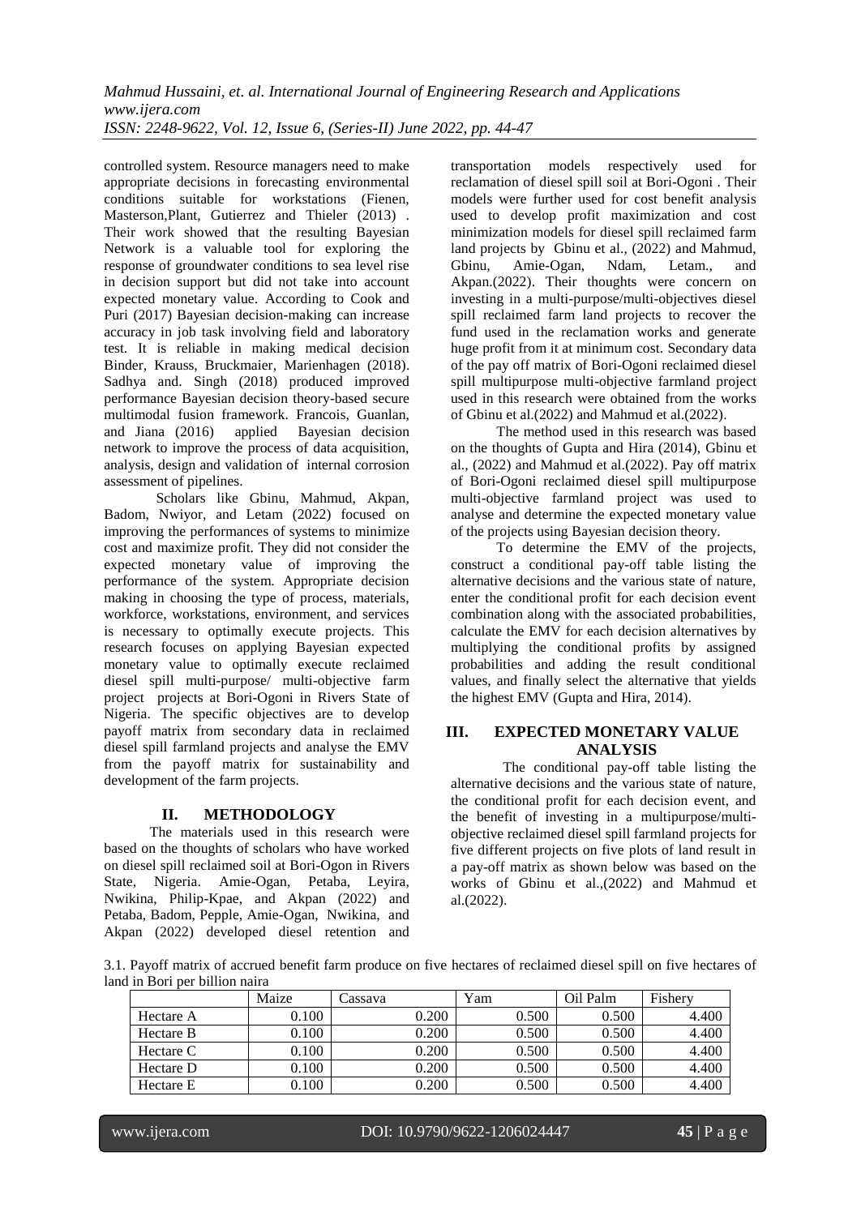controlled system. Resource managers need to make appropriate decisions in forecasting environmental conditions suitable for workstations (Fienen, Masterson,Plant, Gutierrez and Thieler (2013) . Their work showed that the resulting Bayesian Network is a valuable tool for exploring the response of groundwater conditions to sea level rise in decision support but did not take into account expected monetary value. According to Cook and Puri (2017) Bayesian decision-making can increase accuracy in job task involving field and laboratory test. It is reliable in making medical decision Binder, Krauss, Bruckmaier, Marienhagen (2018). Sadhya and. Singh (2018) produced improved performance Bayesian decision theory-based secure multimodal fusion framework. Francois, Guanlan, and Jiana (2016) applied Bayesian decision network to improve the process of data acquisition, analysis, design and validation of internal corrosion assessment of pipelines.

Scholars like Gbinu, Mahmud, Akpan, Badom, Nwiyor, and Letam (2022) focused on improving the performances of systems to minimize cost and maximize profit. They did not consider the expected monetary value of improving the performance of the system. Appropriate decision making in choosing the type of process, materials, workforce, workstations, environment, and services is necessary to optimally execute projects. This research focuses on applying Bayesian expected monetary value to optimally execute reclaimed diesel spill multi-purpose/ multi-objective farm project projects at Bori-Ogoni in Rivers State of Nigeria. The specific objectives are to develop payoff matrix from secondary data in reclaimed diesel spill farmland projects and analyse the EMV from the payoff matrix for sustainability and development of the farm projects.

## II. METHODOLOGY

The materials used in this research were based on the thoughts of scholars who have worked on diesel spill reclaimed soil at Bori-Ogon in Rivers State, Nigeria. Amie-Ogan, Petaba, Leyira, Nwikina, Philip-Kpae, and Akpan (2022) and Petaba, Badom, Pepple, Amie-Ogan, Nwikina, and Akpan (2022) developed diesel retention and transportation models respectively used for reclamation of diesel spill soil at Bori-Ogoni . Their models were further used for cost benefit analysis used to develop profit maximization and cost minimization models for diesel spill reclaimed farm land projects by Gbinu et al., (2022) and Mahmud, Gbinu, Amie-Ogan, Ndam, Letam., and Akpan.(2022). Their thoughts were concern on investing in a multi-purpose/multi-objectives diesel spill reclaimed farm land projects to recover the fund used in the reclamation works and generate huge profit from it at minimum cost. Secondary data of the pay off matrix of Bori-Ogoni reclaimed diesel spill multipurpose multi-objective farmland project used in this research were obtained from the works of Gbinu et al.(2022) and Mahmud et al.(2022).

The method used in this research was based on the thoughts of Gupta and Hira (2014), Gbinu et al., (2022) and Mahmud et al.(2022). Pay off matrix of Bori-Ogoni reclaimed diesel spill multipurpose multi-objective farmland project was used to analyse and determine the expected monetary value of the projects using Bayesian decision theory.

To determine the EMV of the projects, construct a conditional pay-off table listing the alternative decisions and the various state of nature, enter the conditional profit for each decision event combination along with the associated probabilities, calculate the EMV for each decision alternatives by multiplying the conditional profits by assigned probabilities and adding the result conditional values, and finally select the alternative that yields the highest EMV (Gupta and Hira, 2014).

## III. EXPECTED MONETARY VALUE ANALYSIS

The conditional pay-off table listing the alternative decisions and the various state of nature, the conditional profit for each decision event, and the benefit of investing in a multipurpose/multi-objective reclaimed diesel spill farmland projects for five different projects on five plots of land result in a pay-off matrix as shown below was based on the works of Gbinu et al.,(2022) and Mahmud et al.(2022).

3.1. Payoff matrix of accrued benefit farm produce on five hectares of reclaimed diesel spill on five hectares of land in Bori per billion naira

| | Maize | Cassava | Yam | Oil Palm | Fishery |
|---|---|---|---|---|---|
| Hectare A | 0.100 | 0.200 | 0.500 | 0.500 | 4.400 |
| Hectare B | 0.100 | 0.200 | 0.500 | 0.500 | 4.400 |
| Hectare C | 0.100 | 0.200 | 0.500 | 0.500 | 4.400 |
| Hectare D | 0.100 | 0.200 | 0.500 | 0.500 | 4.400 |
| Hectare E | 0.100 | 0.200 | 0.500 | 0.500 | 4.400 |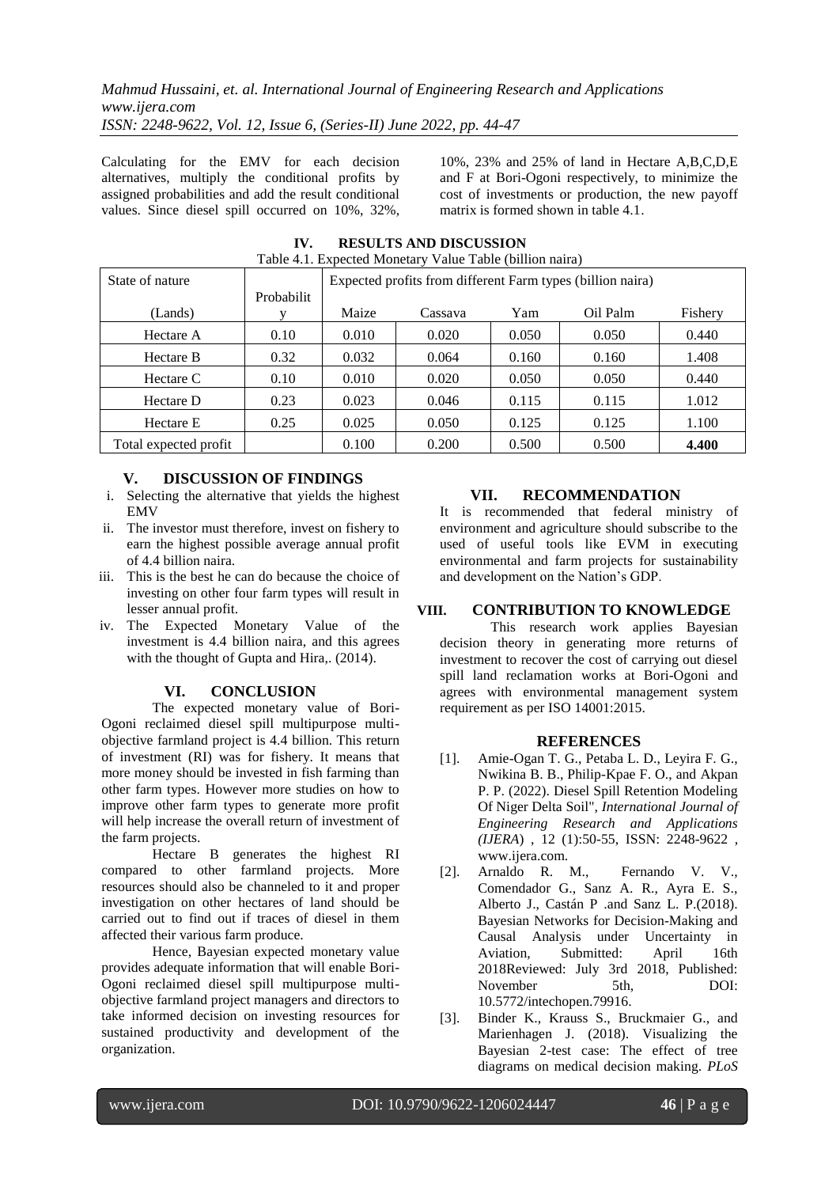Calculating for the EMV for each decision alternatives, multiply the conditional profits by assigned probabilities and add the result conditional values. Since diesel spill occurred on 10%, 32%, 10%, 23% and 25% of land in Hectare A,B,C,D,E and F at Bori-Ogoni respectively, to minimize the cost of investments or production, the new payoff matrix is formed shown in table 4.1.

## IV. RESULTS AND DISCUSSION

Table 4.1. Expected Monetary Value Table (billion naira)

| State of nature | | Expected profits from different Farm types (billion naira) | | | | |
|---|---|---|---|---|---|---|
| (Lands) | Probability | Maize | Cassava | Yam | Oil Palm | Fishery |
| Hectare A | 0.10 | 0.010 | 0.020 | 0.050 | 0.050 | 0.440 |
| Hectare B | 0.32 | 0.032 | 0.064 | 0.160 | 0.160 | 1.408 |
| Hectare C | 0.10 | 0.010 | 0.020 | 0.050 | 0.050 | 0.440 |
| Hectare D | 0.23 | 0.023 | 0.046 | 0.115 | 0.115 | 1.012 |
| Hectare E | 0.25 | 0.025 | 0.050 | 0.125 | 0.125 | 1.100 |
| Total expected profit | | 0.100 | 0.200 | 0.500 | 0.500 | **4.400** |

## V. DISCUSSION OF FINDINGS

i. Selecting the alternative that yields the highest EMV
ii. The investor must therefore, invest on fishery to earn the highest possible average annual profit of 4.4 billion naira.
iii. This is the best he can do because the choice of investing on other four farm types will result in lesser annual profit.
iv. The Expected Monetary Value of the investment is 4.4 billion naira, and this agrees with the thought of Gupta and Hira,. (2014).

## VI. CONCLUSION

The expected monetary value of Bori-Ogoni reclaimed diesel spill multipurpose multi-objective farmland project is 4.4 billion. This return of investment (RI) was for fishery. It means that more money should be invested in fish farming than other farm types. However more studies on how to improve other farm types to generate more profit will help increase the overall return of investment of the farm projects.

Hectare B generates the highest RI compared to other farmland projects. More resources should also be channeled to it and proper investigation on other hectares of land should be carried out to find out if traces of diesel in them affected their various farm produce.

Hence, Bayesian expected monetary value provides adequate information that will enable Bori-Ogoni reclaimed diesel spill multipurpose multi-objective farmland project managers and directors to take informed decision on investing resources for sustained productivity and development of the organization.

## VII. RECOMMENDATION

It is recommended that federal ministry of environment and agriculture should subscribe to the used of useful tools like EVM in executing environmental and farm projects for sustainability and development on the Nation's GDP.

## VIII. CONTRIBUTION TO KNOWLEDGE

This research work applies Bayesian decision theory in generating more returns of investment to recover the cost of carrying out diesel spill land reclamation works at Bori-Ogoni and agrees with environmental management system requirement as per ISO 14001:2015.

## REFERENCES

[1]. Amie-Ogan T. G., Petaba L. D., Leyira F. G., Nwikina B. B., Philip-Kpae F. O., and Akpan P. P. (2022). Diesel Spill Retention Modeling Of Niger Delta Soil", *International Journal of Engineering Research and Applications (IJERA)* , 12 (1):50-55, ISSN: 2248-9622 , www.ijera.com.

[2]. Arnaldo R. M., Fernando V. V., Comendador G., Sanz A. R., Ayra E. S., Alberto J., Castán P .and Sanz L. P.(2018). Bayesian Networks for Decision-Making and Causal Analysis under Uncertainty in Aviation, Submitted: April 16th 2018Reviewed: July 3rd 2018, Published: November 5th, DOI: 10.5772/intechopen.79916.

[3]. Binder K., Krauss S., Bruckmaier G., and Marienhagen J. (2018). Visualizing the Bayesian 2-test case: The effect of tree diagrams on medical decision making. *PLoS*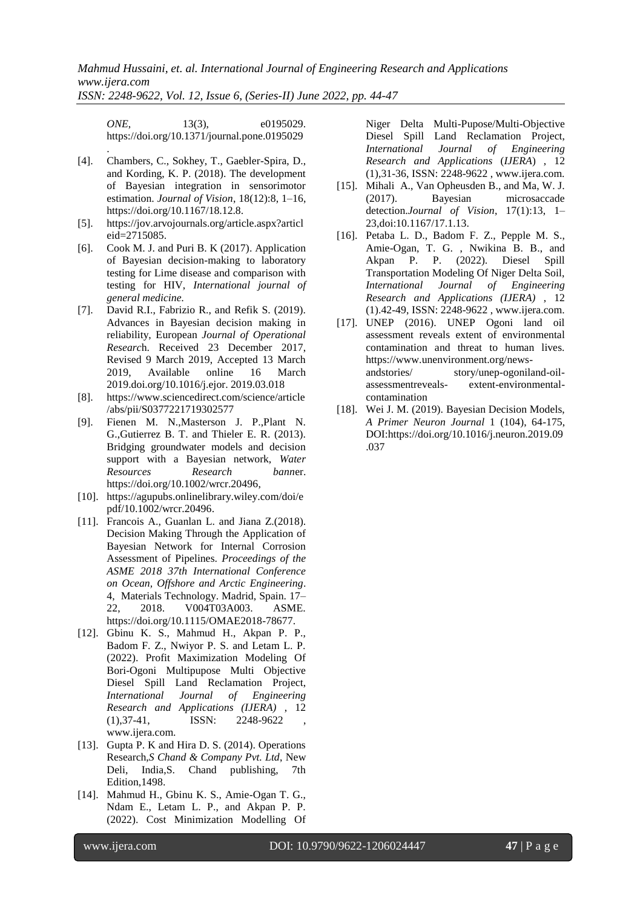*ONE*, 13(3), e0195029. https://doi.org/10.1371/journal.pone.0195029 .

[4]. Chambers, C., Sokhey, T., Gaebler-Spira, D., and Kording, K. P. (2018). The development of Bayesian integration in sensorimotor estimation. *Journal of Vision*, 18(12):8, 1–16, https://doi.org/10.1167/18.12.8.

[5]. https://jov.arvojournals.org/article.aspx?articleid=2715085.

[6]. Cook M. J. and Puri B. K (2017). Application of Bayesian decision-making to laboratory testing for Lime disease and comparison with testing for HIV, *International journal of general medicine.*

[7]. David R.I., Fabrizio R., and Refik S. (2019). Advances in Bayesian decision making in reliability, European *Journal of Operational Researc*h. Received 23 December 2017, Revised 9 March 2019, Accepted 13 March 2019, Available online 16 March 2019.doi.org/10.1016/j.ejor. 2019.03.018

[8]. https://www.sciencedirect.com/science/article/abs/pii/S0377221719302577

[9]. Fienen M. N.,Masterson J. P.,Plant N. G.,Gutierrez B. T. and Thieler E. R. (2013). Bridging groundwater models and decision support with a Bayesian network, *Water Resources Research bann*er. https://doi.org/10.1002/wrcr.20496,

[10]. https://agupubs.onlinelibrary.wiley.com/doi/epdf/10.1002/wrcr.20496.

[11]. Francois A., Guanlan L. and Jiana Z.(2018). Decision Making Through the Application of Bayesian Network for Internal Corrosion Assessment of Pipelines. *Proceedings of the ASME 2018 37th International Conference on Ocean, Offshore and Arctic Engineering*. 4, Materials Technology. Madrid, Spain. 17–22, 2018. V004T03A003. ASME. https://doi.org/10.1115/OMAE2018-78677.

[12]. Gbinu K. S., Mahmud H., Akpan P. P., Badom F. Z., Nwiyor P. S. and Letam L. P. (2022). Profit Maximization Modeling Of Bori-Ogoni Multipupose Multi Objective Diesel Spill Land Reclamation Project, *International Journal of Engineering Research and Applications (IJERA)* , 12 (1),37-41, ISSN: 2248-9622 , www.ijera.com.

[13]. Gupta P. K and Hira D. S. (2014). Operations Research,*S Chand & Company Pvt. Ltd*, New Deli, India,S. Chand publishing, 7th Edition,1498.

[14]. Mahmud H., Gbinu K. S., Amie-Ogan T. G., Ndam E., Letam L. P., and Akpan P. P. (2022). Cost Minimization Modelling Of Niger Delta Multi-Pupose/Multi-Objective Diesel Spill Land Reclamation Project, *International Journal of Engineering Research and Applications* (*IJERA*) , 12 (1),31-36, ISSN: 2248-9622 , www.ijera.com.

[15]. Mihali A., Van Opheusden B., and Ma, W. J. (2017). Bayesian microsaccade detection.*Journal of Vision*, 17(1):13, 1–23,doi:10.1167/17.1.13.

[16]. Petaba L. D., Badom F. Z., Pepple M. S., Amie-Ogan, T. G. , Nwikina B. B., and Akpan P. P. (2022). Diesel Spill Transportation Modeling Of Niger Delta Soil, *International Journal of Engineering Research and Applications (IJERA)* , 12 (1).42-49, ISSN: 2248-9622 , www.ijera.com.

[17]. UNEP (2016). UNEP Ogoni land oil assessment reveals extent of environmental contamination and threat to human lives. https://www.unenvironment.org/news-andstories/ story/unep-ogoniland-oil-assessmentreveals- extent-environmental-contamination

[18]. Wei J. M. (2019). Bayesian Decision Models, *A Primer Neuron Journal* 1 (104), 64-175, DOI:https://doi.org/10.1016/j.neuron.2019.09.037